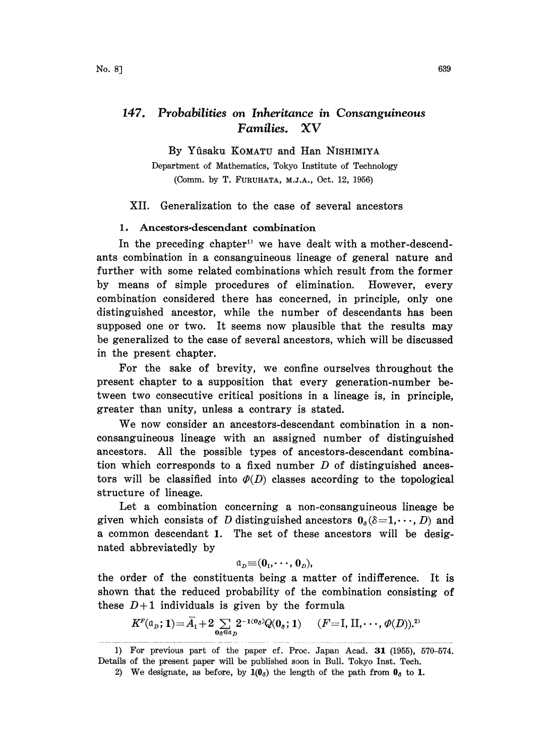# 147. *Probabilities on Inheritance in Consanguineous Families. XV*

By Yûsaku KOMATU and Han NISHIMIYA

Department of Mathematics, Tokyo Institute of Technology

(Comm. by T. FURUHATA, M.J.A., Oct. 12, 1956)

## XII. Generalization to the case of several ancestors

### 1. Ancestors-descendant combination

In the preceding chapter[1] we have dealt with a mother-descendants combination in a consanguineous lineage of general nature and further with some related combinations which result from the former by means of simple procedures of elimination. However, every combination considered there has concerned, in principle, only one distinguished ancestor, while the number of descendants has been supposed one or two. It seems now plausible that the results may be generalized to the case of several ancestors, which will be discussed in the present chapter.

For the sake of brevity, we confine ourselves throughout the present chapter to a supposition that every generation-number between two consecutive critical positions in a lineage is, in principle, greater than unity, unless a contrary is stated.

We now consider an ancestors-descendant combination in a non-consanguineous lineage with an assigned number of distinguished ancestors. All the possible types of ancestors-descendant combination which corresponds to a fixed number $D$ of distinguished ancestors will be classified into $\Phi(D)$ classes according to the topological structure of lineage.

Let a combination concerning a non-consanguineous lineage be given which consists of $D$ distinguished ancestors $\mathbf{0}_\delta\,(\delta=1,\cdots,D)$ and a common descendant $\mathbf{1}$. The set of these ancestors will be designated abbreviatedly by

$$\mathfrak{a}_D\equiv(\mathbf{0}_1,\cdots,\mathbf{0}_D),$$

the order of the constituents being a matter of indifference. It is shown that the reduced probability of the combination consisting of these $D+1$ individuals is given by the formula

$$K^F(\mathfrak{a}_D;\mathbf{1})=\bar{A}_1+2\sum_{\mathbf{0}_\delta\in\mathfrak{a}_D}2^{-\mathbf{1}(\mathbf{0}_\delta)}Q(\mathbf{0}_\delta;\mathbf{1})\qquad(F=\mathrm{I},\mathrm{II},\cdots,\Phi(D)).^{2)}$$

---

1) For previous part of the paper cf. Proc. Japan Acad. **31** (1955), 570–574. Details of the present paper will be published soon in Bull. Tokyo Inst. Tech.

2) We designate, as before, by $\mathbf{1}(\mathbf{0}_\delta)$ the length of the path from $\mathbf{0}_\delta$ to $\mathbf{1}$.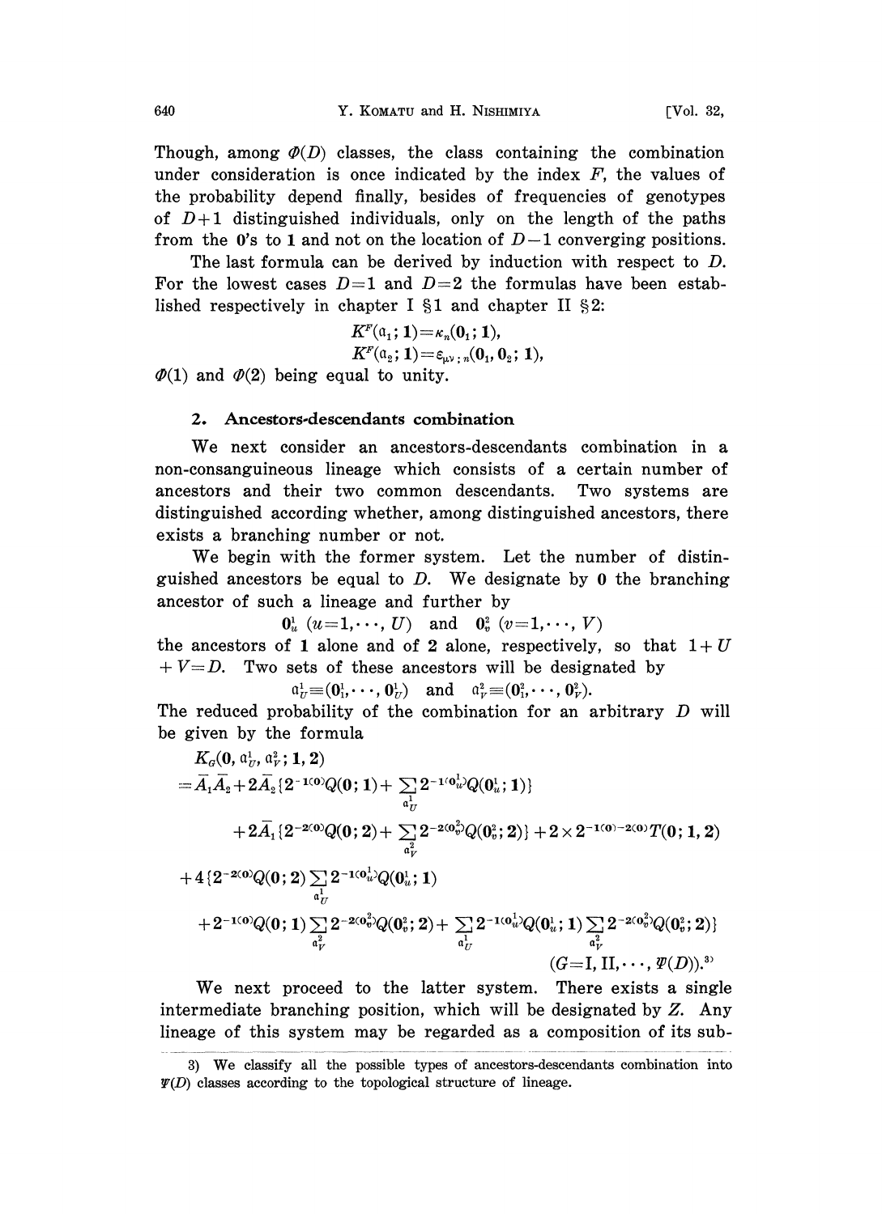Though, among $\Phi(D)$ classes, the class containing the combination under consideration is once indicated by the index $F$, the values of the probability depend finally, besides of frequencies of genotypes of $D+1$ distinguished individuals, only on the length of the paths from the $\mathbf{0}$'s to $\mathbf{1}$ and not on the location of $D-1$ converging positions.

The last formula can be derived by induction with respect to $D$. For the lowest cases $D=1$ and $D=2$ the formulas have been established respectively in chapter I §1 and chapter II §2:

$$K^F(\mathfrak{a}_1;\mathbf{1})=\kappa_n(\mathbf{0}_1;\mathbf{1}),$$
$$K^F(\mathfrak{a}_2;\mathbf{1})=\varepsilon_{\mu\nu;n}(\mathbf{0}_1,\mathbf{0}_2;\mathbf{1}),$$

$\Phi(1)$ and $\Phi(2)$ being equal to unity.

## 2. Ancestors-descendants combination

We next consider an ancestors-descendants combination in a non-consanguineous lineage which consists of a certain number of ancestors and their two common descendants. Two systems are distinguished according whether, among distinguished ancestors, there exists a branching number or not.

We begin with the former system. Let the number of distinguished ancestors be equal to $D$. We designate by $\mathbf{0}$ the branching ancestor of such a lineage and further by

$$\mathbf{0}_u^1\ (u=1,\cdots,U) \quad \text{and} \quad \mathbf{0}_v^2\ (v=1,\cdots,V)$$

the ancestors of $\mathbf{1}$ alone and of $\mathbf{2}$ alone, respectively, so that $1+U+V=D$. Two sets of these ancestors will be designated by

$$\mathfrak{a}_U^1\equiv(\mathbf{0}_1^1,\cdots,\mathbf{0}_U^1) \quad \text{and} \quad \mathfrak{a}_V^2\equiv(\mathbf{0}_1^2,\cdots,\mathbf{0}_V^2).$$

The reduced probability of the combination for an arbitrary $D$ will be given by the formula

$$\begin{aligned}
&K_G(\mathbf{0},\mathfrak{a}_U^1,\mathfrak{a}_V^2;\mathbf{1},\mathbf{2})\\
&=\bar{A}_1\bar{A}_2+2\bar{A}_2\{2^{-1(\mathbf{0})}Q(\mathbf{0};\mathbf{1})+\sum_{\mathfrak{a}_U^1}2^{-1(\mathbf{0}_u^1)}Q(\mathbf{0}_u^1;\mathbf{1})\}\\
&\qquad+2\bar{A}_1\{2^{-2(\mathbf{0})}Q(\mathbf{0};\mathbf{2})+\sum_{\mathfrak{a}_V^2}2^{-2(\mathbf{0}_v^2)}Q(\mathbf{0}_v^2;\mathbf{2})\}+2\times2^{-1(\mathbf{0})-2(\mathbf{0})}T(\mathbf{0};\mathbf{1},\mathbf{2})\\
&\quad+4\{2^{-2(\mathbf{0})}Q(\mathbf{0};\mathbf{2})\sum_{\mathfrak{a}_U^1}2^{-1(\mathbf{0}_u^1)}Q(\mathbf{0}_u^1;\mathbf{1})\\
&\qquad+2^{-1(\mathbf{0})}Q(\mathbf{0};\mathbf{1})\sum_{\mathfrak{a}_V^2}2^{-2(\mathbf{0}_v^2)}Q(\mathbf{0}_v^2;\mathbf{2})+\sum_{\mathfrak{a}_U^1}2^{-1(\mathbf{0}_u^1)}Q(\mathbf{0}_u^1;\mathbf{1})\sum_{\mathfrak{a}_V^2}2^{-2(\mathbf{0}_v^2)}Q(\mathbf{0}_v^2;\mathbf{2})\}\\
&\qquad\qquad\qquad\qquad\qquad\qquad\qquad\qquad\qquad\qquad\qquad\qquad(G=\mathrm{I},\mathrm{II},\cdots,\Psi(D)).^{3)}
\end{aligned}$$

We next proceed to the latter system. There exists a single intermediate branching position, which will be designated by $Z$. Any lineage of this system may be regarded as a composition of its sub-

3) We classify all the possible types of ancestors-descendants combination into $\Psi(D)$ classes according to the topological structure of lineage.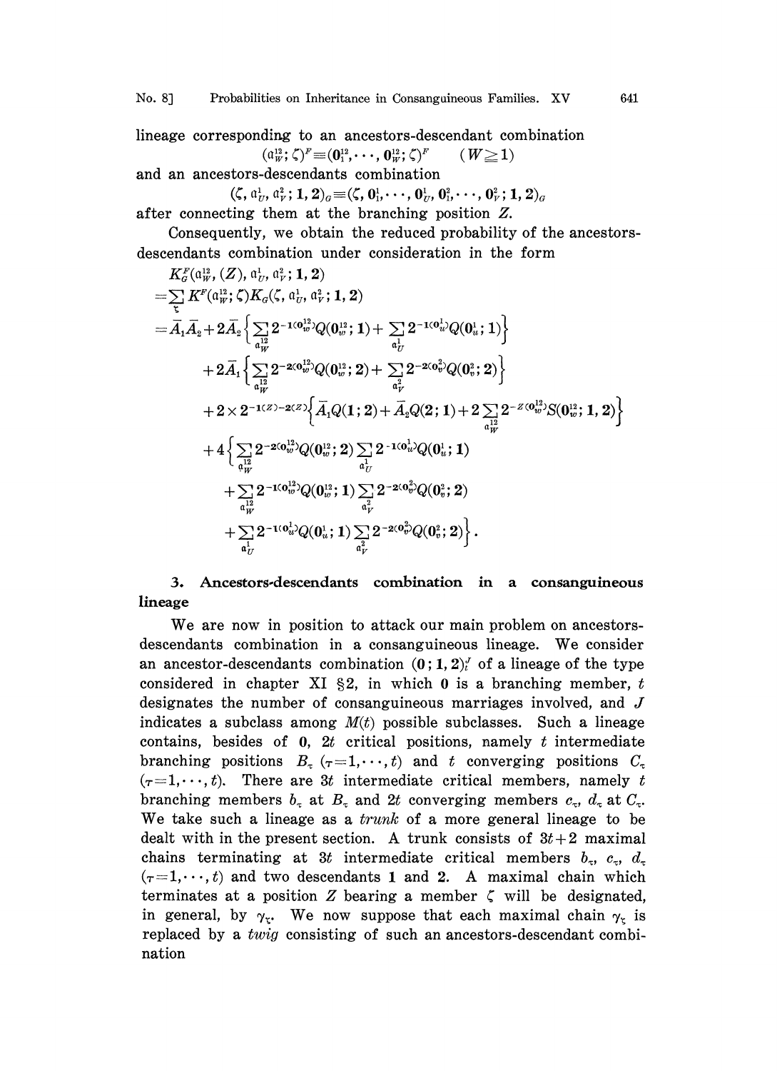lineage corresponding to an ancestors-descendant combination

$$(\mathfrak{a}_W^{12}; \zeta)^F \equiv (\mathbf{0}_1^{12}, \cdots, \mathbf{0}_W^{12}; \zeta)^F \qquad (W \geqq 1)$$

and an ancestors-descendants combination

$$(\zeta, \mathfrak{a}_U^1, \mathfrak{a}_V^2; \mathbf{1}, \mathbf{2})_G \equiv (\zeta, \mathbf{0}_1^1, \cdots, \mathbf{0}_U^1, \mathbf{0}_1^2, \cdots, \mathbf{0}_V^2; \mathbf{1}, \mathbf{2})_G$$

after connecting them at the branching position $Z$.

Consequently, we obtain the reduced probability of the ancestors-descendants combination under consideration in the form

$$\begin{aligned}
&K_G^F(\mathfrak{a}_W^{12}, (Z), \mathfrak{a}_U^1, \mathfrak{a}_V^2; \mathbf{1}, \mathbf{2}) \\
&= \sum_{\zeta} K^F(\mathfrak{a}_W^{12}; \zeta) K_G(\zeta, \mathfrak{a}_U^1, \mathfrak{a}_V^2; \mathbf{1}, \mathbf{2}) \\
&= \bar{A}_1 \bar{A}_2 + 2\bar{A}_2 \Big\{ \sum_{\mathfrak{a}_W^{12}} 2^{-1(\mathbf{0}_w^{12})} Q(\mathbf{0}_w^{12}; \mathbf{1}) + \sum_{\mathfrak{a}_U^1} 2^{-1(\mathbf{0}_u^1)} Q(\mathbf{0}_u^1; \mathbf{1}) \Big\} \\
&\quad + 2\bar{A}_1 \Big\{ \sum_{\mathfrak{a}_W^{12}} 2^{-2(\mathbf{0}_w^{12})} Q(\mathbf{0}_w^{12}; \mathbf{2}) + \sum_{\mathfrak{a}_V^2} 2^{-2(\mathbf{0}_v^2)} Q(\mathbf{0}_v^2; \mathbf{2}) \Big\} \\
&\quad + 2 \times 2^{-1(Z)-2(Z)} \Big\{ \bar{A}_1 Q(\mathbf{1}; \mathbf{2}) + \bar{A}_2 Q(\mathbf{2}; \mathbf{1}) + 2 \sum_{\mathfrak{a}_W^{12}} 2^{-Z(\mathbf{0}_w^{12})} S(\mathbf{0}_w^{12}; \mathbf{1}, \mathbf{2}) \Big\} \\
&\quad + 4 \Big\{ \sum_{\mathfrak{a}_W^{12}} 2^{-2(\mathbf{0}_w^{12})} Q(\mathbf{0}_w^{12}; \mathbf{2}) \sum_{\mathfrak{a}_U^1} 2^{-1(\mathbf{0}_u^1)} Q(\mathbf{0}_u^1; \mathbf{1}) \\
&\qquad + \sum_{\mathfrak{a}_W^{12}} 2^{-1(\mathbf{0}_w^{12})} Q(\mathbf{0}_w^{12}; \mathbf{1}) \sum_{\mathfrak{a}_V^2} 2^{-2(\mathbf{0}_v^2)} Q(\mathbf{0}_v^2; \mathbf{2}) \\
&\qquad + \sum_{\mathfrak{a}_U^1} 2^{-1(\mathbf{0}_u^1)} Q(\mathbf{0}_u^1; \mathbf{1}) \sum_{\mathfrak{a}_V^2} 2^{-2(\mathbf{0}_v^2)} Q(\mathbf{0}_v^2; \mathbf{2}) \Big\}.
\end{aligned}$$

## 3. Ancestors-descendants combination in a consanguineous lineage

We are now in position to attack our main problem on ancestors-descendants combination in a consanguineous lineage. We consider an ancestor-descendants combination $(\mathbf{0}; \mathbf{1}, \mathbf{2})_t^J$ of a lineage of the type considered in chapter XI §2, in which $\mathbf{0}$ is a branching member, $t$ designates the number of consanguineous marriages involved, and $J$ indicates a subclass among $M(t)$ possible subclasses. Such a lineage contains, besides of $\mathbf{0}$, $2t$ critical positions, namely $t$ intermediate branching positions $B_\tau$ $(\tau = 1, \cdots, t)$ and $t$ converging positions $C_\tau$ $(\tau = 1, \cdots, t)$. There are $3t$ intermediate critical members, namely $t$ branching members $b_\tau$ at $B_\tau$ and $2t$ converging members $c_\tau$, $d_\tau$ at $C_\tau$. We take such a lineage as a *trunk* of a more general lineage to be dealt with in the present section. A trunk consists of $3t+2$ maximal chains terminating at $3t$ intermediate critical members $b_\tau$, $c_\tau$, $d_\tau$ $(\tau = 1, \cdots, t)$ and two descendants $\mathbf{1}$ and $\mathbf{2}$. A maximal chain which terminates at a position $Z$ bearing a member $\zeta$ will be designated, in general, by $\gamma_\zeta$. We now suppose that each maximal chain $\gamma_\zeta$ is replaced by a *twig* consisting of such an ancestors-descendant combination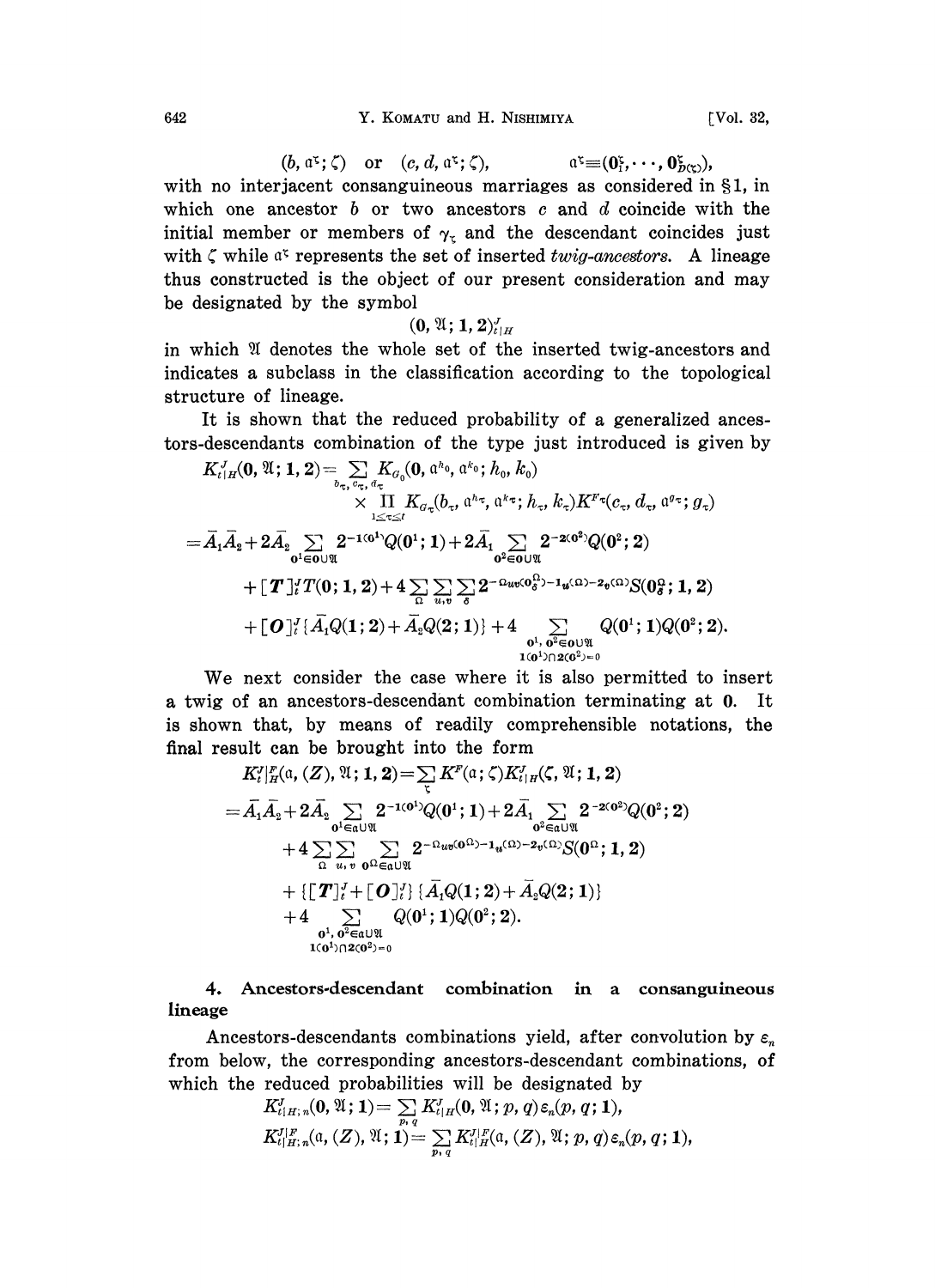$$(b, \mathfrak{a}^{\zeta}; \zeta) \quad \text{or} \quad (c, d, \mathfrak{a}^{\zeta}; \zeta), \qquad \mathfrak{a}^{\zeta} \equiv (\mathbf{0}_1^{\zeta}, \cdots, \mathbf{0}_{D(\zeta)}^{\zeta}),$$

with no interjacent consanguineous marriages as considered in §1, in which one ancestor $b$ or two ancestors $c$ and $d$ coincide with the initial member or members of $\gamma_\zeta$ and the descendant coincides just with $\zeta$ while $\mathfrak{a}^{\zeta}$ represents the set of inserted *twig-ancestors*. A lineage thus constructed is the object of our present consideration and may be designated by the symbol

$$(\mathbf{0}, \mathfrak{A}; \mathbf{1}, \mathbf{2})_{t|H}^{J}$$

in which $\mathfrak{A}$ denotes the whole set of the inserted twig-ancestors and indicates a subclass in the classification according to the topological structure of lineage.

It is shown that the reduced probability of a generalized ancestors-descendants combination of the type just introduced is given by

$$\begin{aligned}
K_{t|H}^{J}(\mathbf{0}, \mathfrak{A}; \mathbf{1}, \mathbf{2}) &= \sum_{b_\tau, c_\tau, d_\tau} K_{G_0}(\mathbf{0}, \mathfrak{a}^{h_0}, \mathfrak{a}^{k_0}; h_0, k_0) \\
&\quad \times \prod_{1 \le \tau \le t} K_{G_\tau}(b_\tau, \mathfrak{a}^{h_\tau}, \mathfrak{a}^{k_\tau}; h_\tau, k_\tau) K^{F_\tau}(c_\tau, d_\tau, \mathfrak{a}^{g_\tau}; g_\tau) \\
&= \bar{A}_1 \bar{A}_2 + 2\bar{A}_2 \sum_{\mathbf{0}^1 \in \mathbf{0} \cup \mathfrak{A}} 2^{-1(\mathbf{0}^1)} Q(\mathbf{0}^1; 1) + 2\bar{A}_1 \sum_{\mathbf{0}^2 \in \mathbf{0} \cup \mathfrak{A}} 2^{-2(\mathbf{0}^2)} Q(\mathbf{0}^2; 2) \\
&\quad + [\boldsymbol{T}]_t^J T(\mathbf{0}; 1, 2) + 4 \sum_{\Omega} \sum_{u,v} \sum_{\delta} 2^{-\Omega_{uv}(\mathbf{0}_\delta^\Omega) - 1_u(\Omega) - 2_v(\Omega)} S(\mathbf{0}_\delta^\Omega; 1, 2) \\
&\quad + [\boldsymbol{O}]_t^J \{\bar{A}_1 Q(1; 2) + \bar{A}_2 Q(2; 1)\} + 4 \sum_{\substack{\mathbf{0}^1, \mathbf{0}^2 \in \mathbf{0} \cup \mathfrak{A} \\ 1(\mathbf{0}^1) \cap 2(\mathbf{0}^2) = 0}} Q(\mathbf{0}^1; 1) Q(\mathbf{0}^2; 2).
\end{aligned}$$

We next consider the case where it is also permitted to insert a twig of an ancestors-descendant combination terminating at $\mathbf{0}$. It is shown that, by means of readily comprehensible notations, the final result can be brought into the form

$$\begin{aligned}
K_{t}^{J}{}_{H}^{|F}(\mathfrak{a}, (Z), \mathfrak{A}; \mathbf{1}, \mathbf{2}) &= \sum_{\zeta} K^F(\mathfrak{a}; \zeta) K_{t|H}^{J}(\zeta, \mathfrak{A}; \mathbf{1}, \mathbf{2}) \\
&= \bar{A}_1 \bar{A}_2 + 2\bar{A}_2 \sum_{\mathbf{0}^1 \in \mathfrak{a} \cup \mathfrak{A}} 2^{-1(\mathbf{0}^1)} Q(\mathbf{0}^1; 1) + 2\bar{A}_1 \sum_{\mathbf{0}^2 \in \mathfrak{a} \cup \mathfrak{A}} 2^{-2(\mathbf{0}^2)} Q(\mathbf{0}^2; 2) \\
&\quad + 4 \sum_{\Omega} \sum_{u,v} \sum_{\mathbf{0}^\Omega \in \mathfrak{a} \cup \mathfrak{A}} 2^{-\Omega_{uv}(\mathbf{0}^\Omega) - 1_u(\Omega) - 2_v(\Omega)} S(\mathbf{0}^\Omega; 1, 2) \\
&\quad + \{[\boldsymbol{T}]_t^J + [\boldsymbol{O}]_t^J\} \{\bar{A}_1 Q(1; 2) + \bar{A}_2 Q(2; 1)\} \\
&\quad + 4 \sum_{\substack{\mathbf{0}^1, \mathbf{0}^2 \in \mathfrak{a} \cup \mathfrak{A} \\ 1(\mathbf{0}^1) \cap 2(\mathbf{0}^2) = 0}} Q(\mathbf{0}^1; 1) Q(\mathbf{0}^2; 2).
\end{aligned}$$

## 4. Ancestors-descendant combination in a consanguineous lineage

Ancestors-descendants combinations yield, after convolution by $\varepsilon_n$ from below, the corresponding ancestors-descendant combinations, of which the reduced probabilities will be designated by

$$K_{t|H;n}^{J}(\mathbf{0}, \mathfrak{A}; \mathbf{1}) = \sum_{p,q} K_{t|H}^{J}(\mathbf{0}, \mathfrak{A}; p, q) \varepsilon_n(p, q; \mathbf{1}),$$

$$K_{t}^{J}{}_{H;n}^{|F}(\mathfrak{a}, (Z), \mathfrak{A}; \mathbf{1}) = \sum_{p,q} K_{t}^{J}{}_{H}^{|F}(\mathfrak{a}, (Z), \mathfrak{A}; p, q) \varepsilon_n(p, q; \mathbf{1}),$$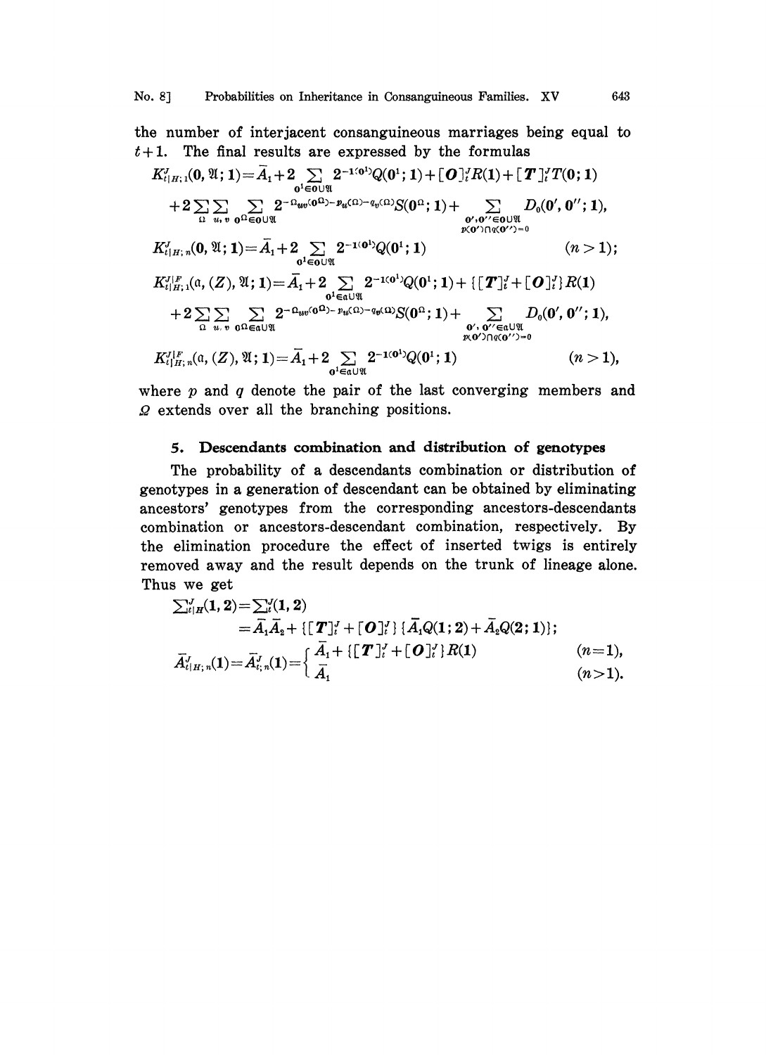the number of interjacent consanguineous marriages being equal to $t+1$. The final results are expressed by the formulas

$$K_{t|H;1}^{J}(\mathbf{0}, \mathfrak{A}; \mathbf{1}) = \bar{A}_1 + 2 \sum_{\mathbf{o}^1 \in \mathbf{o} \cup \mathfrak{A}} 2^{-1(\mathbf{o}^1)} Q(\mathbf{0}^1; \mathbf{1}) + [\boldsymbol{O}]_t^J R(\mathbf{1}) + [\boldsymbol{T}]_t^J T(\mathbf{0}; \mathbf{1})$$

$$+ 2 \sum_{\Omega} \sum_{u,v} \sum_{\mathbf{o}^{\Omega} \in \mathbf{o} \cup \mathfrak{A}} 2^{-\Omega_{uv}(\mathbf{o}^{\Omega}) - p_u(\Omega) - q_v(\Omega)} S(\mathbf{0}^{\Omega}; \mathbf{1}) + \sum_{\substack{\mathbf{o}', \mathbf{o}'' \in \mathbf{o} \cup \mathfrak{A} \\ p(\mathbf{o}') \cap q(\mathbf{o}'') = 0}} D_0(\mathbf{0}', \mathbf{0}''; \mathbf{1}),$$

$$K_{t|H;n}^{J}(\mathbf{0}, \mathfrak{A}; \mathbf{1}) = \bar{A}_1 + 2 \sum_{\mathbf{o}^1 \in \mathbf{o} \cup \mathfrak{A}} 2^{-1(\mathbf{o}^1)} Q(\mathbf{0}^1; \mathbf{1}) \qquad (n > 1);$$

$$K_{t|H;1}^{J|F}(\mathfrak{a}, (Z), \mathfrak{A}; \mathbf{1}) = \bar{A}_1 + 2 \sum_{\mathbf{o}^1 \in \mathfrak{a} \cup \mathfrak{A}} 2^{-1(\mathbf{o}^1)} Q(\mathbf{0}^1; \mathbf{1}) + \{[\boldsymbol{T}]_t^J + [\boldsymbol{O}]_t^J\} R(\mathbf{1})$$

$$+ 2 \sum_{\Omega} \sum_{u,v} \sum_{\mathbf{o}^{\Omega} \in \mathfrak{a} \cup \mathfrak{A}} 2^{-\Omega_{uv}(\mathbf{o}^{\Omega}) - p_u(\Omega) - q_v(\Omega)} S(\mathbf{0}^{\Omega}; \mathbf{1}) + \sum_{\substack{\mathbf{o}', \mathbf{o}'' \in \mathfrak{a} \cup \mathfrak{A} \\ p(\mathbf{o}') \cap q(\mathbf{o}'') = 0}} D_0(\mathbf{0}', \mathbf{0}''; \mathbf{1}),$$

$$K_{t|H;n}^{J|F}(\mathfrak{a}, (Z), \mathfrak{A}; \mathbf{1}) = \bar{A}_1 + 2 \sum_{\mathbf{o}^1 \in \mathfrak{a} \cup \mathfrak{A}} 2^{-1(\mathbf{o}^1)} Q(\mathbf{0}^1; \mathbf{1}) \qquad (n > 1),$$

where $p$ and $q$ denote the pair of the last converging members and $\Omega$ extends over all the branching positions.

## 5. Descendants combination and distribution of genotypes

The probability of a descendants combination or distribution of genotypes in a generation of descendant can be obtained by eliminating ancestors' genotypes from the corresponding ancestors-descendants combination or ancestors-descendant combination, respectively. By the elimination procedure the effect of inserted twigs is entirely removed away and the result depends on the trunk of lineage alone. Thus we get

$$\sum\nolimits_{t|H}^{J}(\mathbf{1}, \mathbf{2}) = \sum\nolimits_t^{J}(\mathbf{1}, \mathbf{2})$$

$$= \bar{A}_1 \bar{A}_2 + \{[\boldsymbol{T}]_t^J + [\boldsymbol{O}]_t^J\} \{\bar{A}_1 Q(\mathbf{1}; \mathbf{2}) + \bar{A}_2 Q(\mathbf{2}; \mathbf{1})\};$$

$$\bar{A}_{t|H;n}^{J}(\mathbf{1}) = \bar{A}_{t;n}^{J}(\mathbf{1}) = \begin{cases} \bar{A}_1 + \{[\boldsymbol{T}]_t^J + [\boldsymbol{O}]_t^J\} R(\mathbf{1}) & (n=1), \\ \bar{A}_1 & (n>1). \end{cases}$$